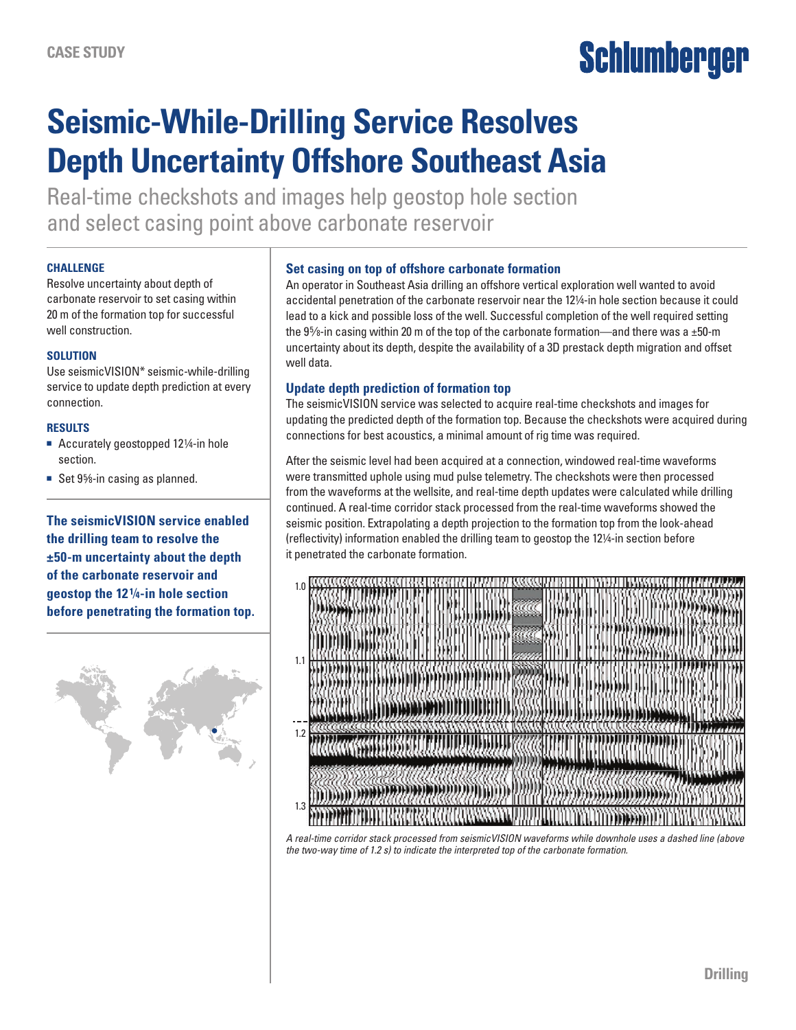CASE STUDY

# Seismic-While-Drilling Service Resolves Depth Uncertainty Offshore Southeast Asia

Real-time checkshots and images help geostop hole section and select casing point above carbonate reservoir

#### CHALLENGE

Resolve uncertainty about depth of carbonate reservoir to set casing within 20 m of the formation top for successful well construction.

#### SOLUTION

Use seismicVISION* seismic-while-drilling service to update depth prediction at every connection.

#### RESULTS

- Accurately geostopped 12¼-in hole section.
- Set 9⅝-in casing as planned.

**The seismicVISION service enabled the drilling team to resolve the ±50-m uncertainty about the depth of the carbonate reservoir and geostop the 12¼-in hole section before penetrating the formation top.**

### Set casing on top of offshore carbonate formation

An operator in Southeast Asia drilling an offshore vertical exploration well wanted to avoid accidental penetration of the carbonate reservoir near the 12¼-in hole section because it could lead to a kick and possible loss of the well. Successful completion of the well required setting the 9⅝-in casing within 20 m of the top of the carbonate formation—and there was a ±50-m uncertainty about its depth, despite the availability of a 3D prestack depth migration and offset well data.

### Update depth prediction of formation top

The seismicVISION service was selected to acquire real-time checkshots and images for updating the predicted depth of the formation top. Because the checkshots were acquired during connections for best acoustics, a minimal amount of rig time was required.

After the seismic level had been acquired at a connection, windowed real-time waveforms were transmitted uphole using mud pulse telemetry. The checkshots were then processed from the waveforms at the wellsite, and real-time depth updates were calculated while drilling continued. A real-time corridor stack processed from the real-time waveforms showed the seismic position. Extrapolating a depth projection to the formation top from the look-ahead (reflectivity) information enabled the drilling team to geostop the 12¼-in section before it penetrated the carbonate formation.

*A real-time corridor stack processed from seismicVISION waveforms while downhole uses a dashed line (above the two-way time of 1.2 s) to indicate the interpreted top of the carbonate formation.*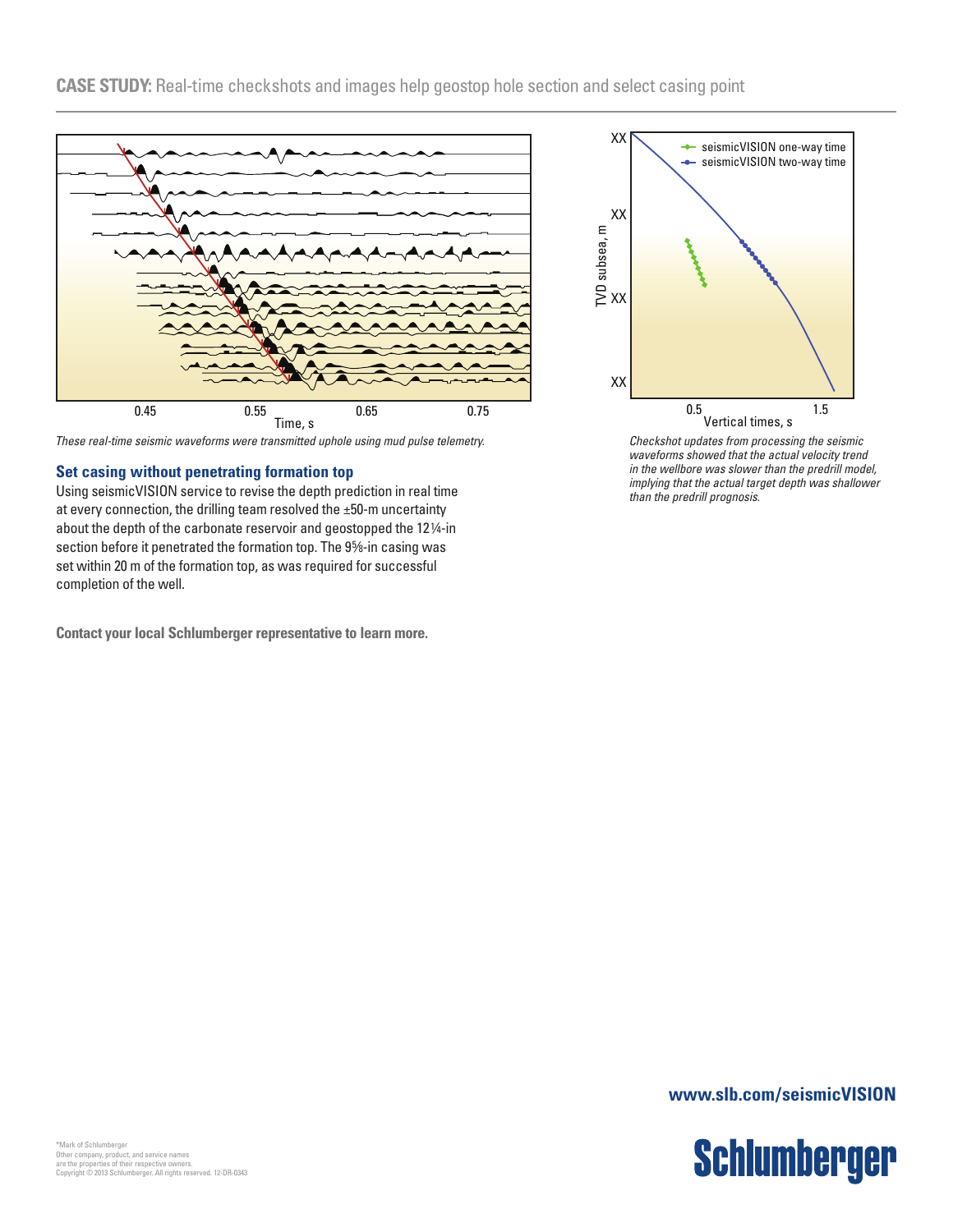## CASE STUDY: Real-time checkshots and images help geostop hole section and select casing point

0.45
0.55
0.65
0.75
Time, s

*These real-time seismic waveforms were transmitted uphole using mud pulse telemetry.*

XX
XX
XX
XX
TVD subsea, m
0.5
1.5
Vertical times, s
seismicVISION one-way time
seismicVISION two-way time

*Checkshot updates from processing the seismic waveforms showed that the actual velocity trend in the wellbore was slower than the predrill model, implying that the actual target depth was shallower than the predrill prognosis.*

### Set casing without penetrating formation top

Using seismicVISION service to revise the depth prediction in real time at every connection, the drilling team resolved the ±50-m uncertainty about the depth of the carbonate reservoir and geostopped the 12¼-in section before it penetrated the formation top. The 9⅝-in casing was set within 20 m of the formation top, as was required for successful completion of the well.

**Contact your local Schlumberger representative to learn more.**

**www.slb.com/seismicVISION**

*Mark of Schlumberger
Other company, product, and service names are the properties of their respective owners.
Copyright © 2013 Schlumberger. All rights reserved. 12-DR-0343

**Schlumberger**